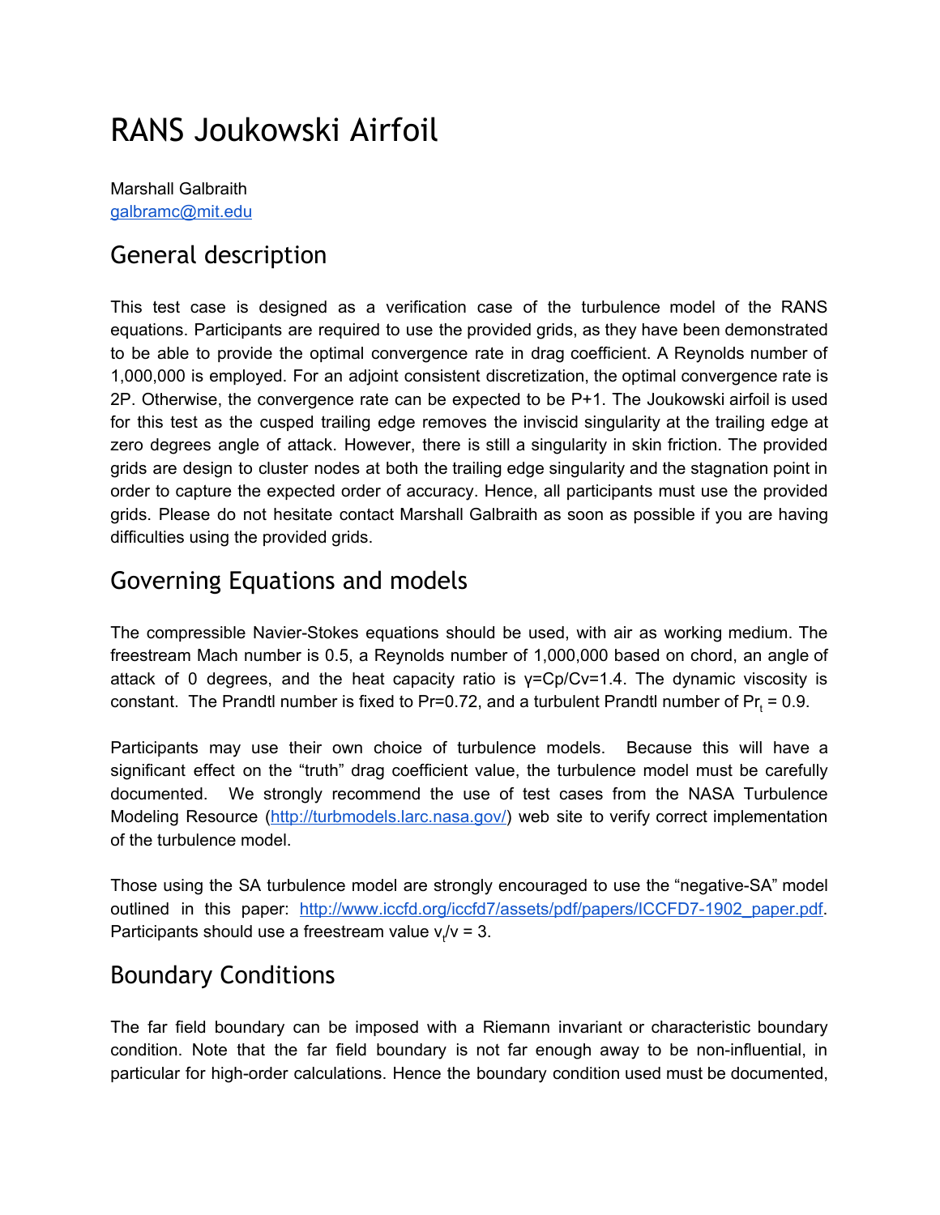# RANS Joukowski Airfoil

Marshall Galbraith
galbramc@mit.edu

## General description

This test case is designed as a verification case of the turbulence model of the RANS equations. Participants are required to use the provided grids, as they have been demonstrated to be able to provide the optimal convergence rate in drag coefficient. A Reynolds number of 1,000,000 is employed. For an adjoint consistent discretization, the optimal convergence rate is 2P. Otherwise, the convergence rate can be expected to be P+1. The Joukowski airfoil is used for this test as the cusped trailing edge removes the inviscid singularity at the trailing edge at zero degrees angle of attack. However, there is still a singularity in skin friction. The provided grids are design to cluster nodes at both the trailing edge singularity and the stagnation point in order to capture the expected order of accuracy. Hence, all participants must use the provided grids. Please do not hesitate contact Marshall Galbraith as soon as possible if you are having difficulties using the provided grids.

## Governing Equations and models

The compressible Navier-Stokes equations should be used, with air as working medium. The freestream Mach number is 0.5, a Reynolds number of 1,000,000 based on chord, an angle of attack of 0 degrees, and the heat capacity ratio is $\gamma=Cp/Cv=1.4$. The dynamic viscosity is constant. The Prandtl number is fixed to Pr=0.72, and a turbulent Prandtl number of $Pr_t = 0.9$.

Participants may use their own choice of turbulence models. Because this will have a significant effect on the "truth" drag coefficient value, the turbulence model must be carefully documented. We strongly recommend the use of test cases from the NASA Turbulence Modeling Resource (http://turbmodels.larc.nasa.gov/) web site to verify correct implementation of the turbulence model.

Those using the SA turbulence model are strongly encouraged to use the "negative-SA" model outlined in this paper: http://www.iccfd.org/iccfd7/assets/pdf/papers/ICCFD7-1902_paper.pdf. Participants should use a freestream value $v_t/v = 3$.

## Boundary Conditions

The far field boundary can be imposed with a Riemann invariant or characteristic boundary condition. Note that the far field boundary is not far enough away to be non-influential, in particular for high-order calculations. Hence the boundary condition used must be documented,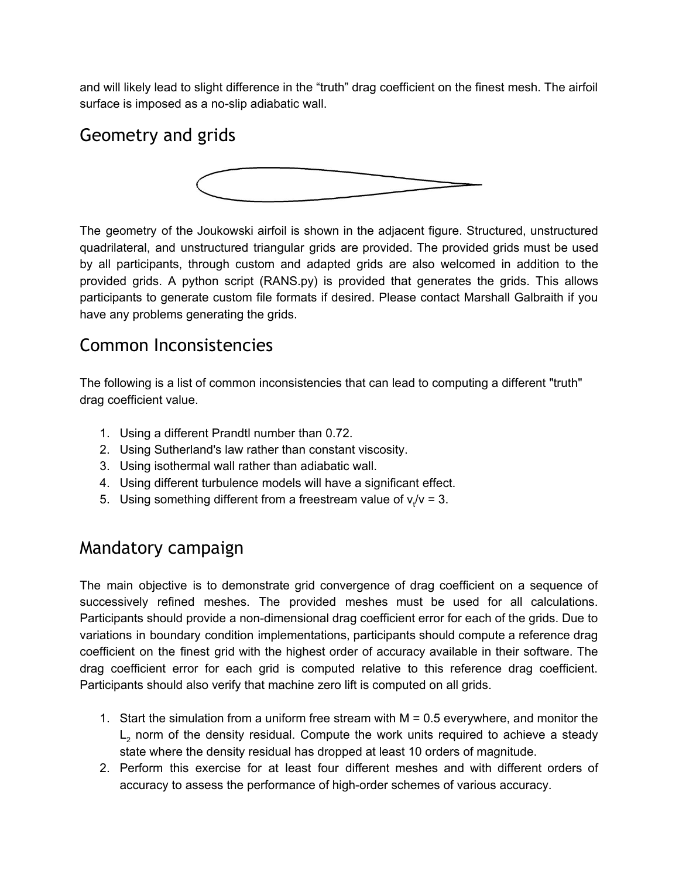and will likely lead to slight difference in the “truth” drag coefficient on the finest mesh. The airfoil surface is imposed as a no-slip adiabatic wall.

## Geometry and grids

The geometry of the Joukowski airfoil is shown in the adjacent figure. Structured, unstructured quadrilateral, and unstructured triangular grids are provided. The provided grids must be used by all participants, through custom and adapted grids are also welcomed in addition to the provided grids. A python script (RANS.py) is provided that generates the grids. This allows participants to generate custom file formats if desired. Please contact Marshall Galbraith if you have any problems generating the grids.

## Common Inconsistencies

The following is a list of common inconsistencies that can lead to computing a different "truth" drag coefficient value.

1. Using a different Prandtl number than 0.72.
2. Using Sutherland's law rather than constant viscosity.
3. Using isothermal wall rather than adiabatic wall.
4. Using different turbulence models will have a significant effect.
5. Using something different from a freestream value of $v_t/v = 3$.

## Mandatory campaign

The main objective is to demonstrate grid convergence of drag coefficient on a sequence of successively refined meshes. The provided meshes must be used for all calculations. Participants should provide a non-dimensional drag coefficient error for each of the grids. Due to variations in boundary condition implementations, participants should compute a reference drag coefficient on the finest grid with the highest order of accuracy available in their software. The drag coefficient error for each grid is computed relative to this reference drag coefficient. Participants should also verify that machine zero lift is computed on all grids.

1. Start the simulation from a uniform free stream with M = 0.5 everywhere, and monitor the $L_2$ norm of the density residual. Compute the work units required to achieve a steady state where the density residual has dropped at least 10 orders of magnitude.
2. Perform this exercise for at least four different meshes and with different orders of accuracy to assess the performance of high-order schemes of various accuracy.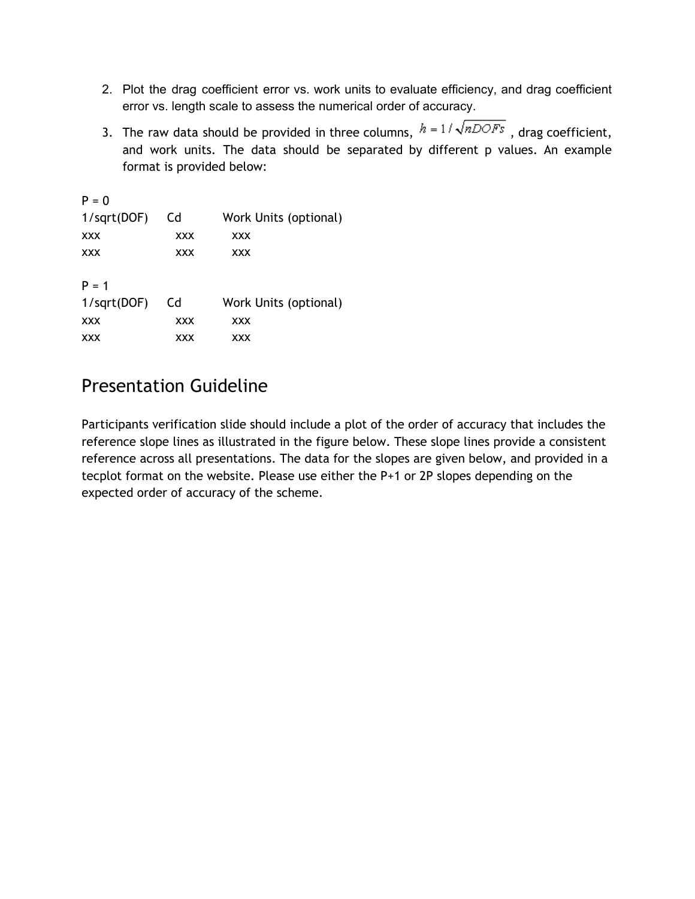2. Plot the drag coefficient error vs. work units to evaluate efficiency, and drag coefficient error vs. length scale to assess the numerical order of accuracy.
3. The raw data should be provided in three columns, $h = 1/\sqrt{nDOFs}$ , drag coefficient, and work units. The data should be separated by different p values. An example format is provided below:

P = 0

| 1/sqrt(DOF) | Cd | Work Units (optional) |
|---|---|---|
| xxx | xxx | xxx |
| xxx | xxx | xxx |

P = 1

| 1/sqrt(DOF) | Cd | Work Units (optional) |
|---|---|---|
| xxx | xxx | xxx |
| xxx | xxx | xxx |

# Presentation Guideline

Participants verification slide should include a plot of the order of accuracy that includes the reference slope lines as illustrated in the figure below. These slope lines provide a consistent reference across all presentations. The data for the slopes are given below, and provided in a tecplot format on the website. Please use either the P+1 or 2P slopes depending on the expected order of accuracy of the scheme.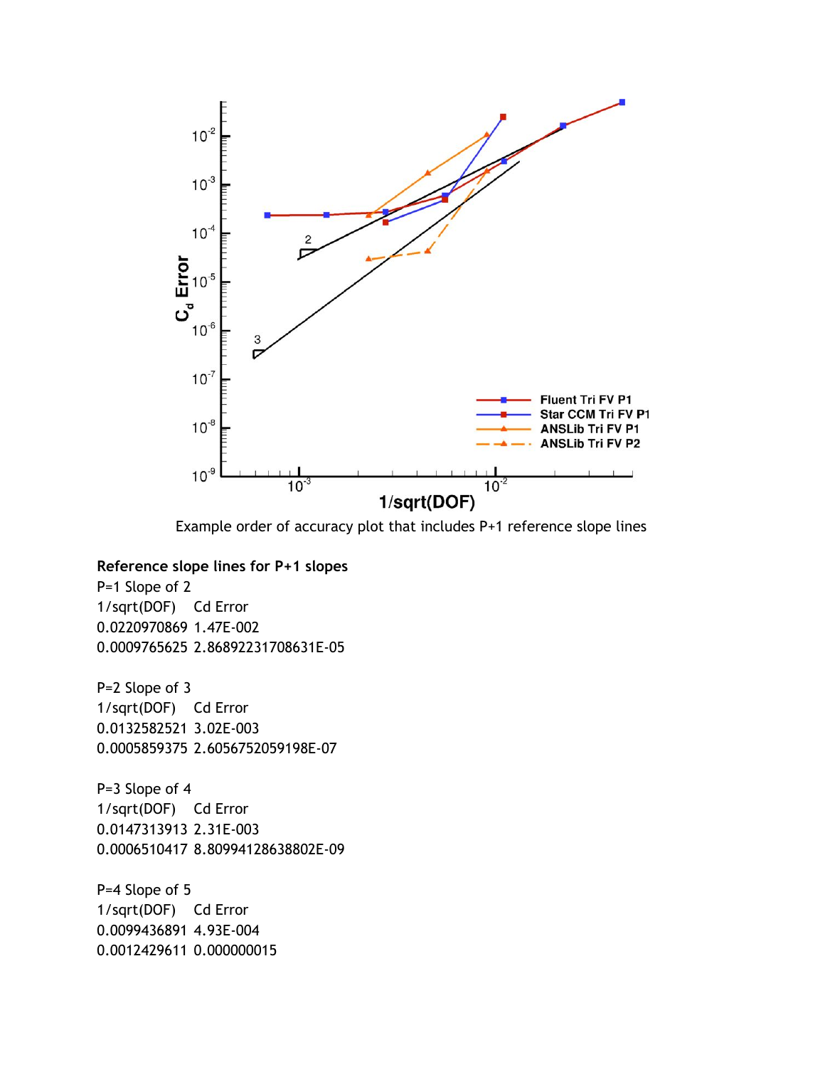Example order of accuracy plot that includes P+1 reference slope lines

**Reference slope lines for P+1 slopes**

P=1 Slope of 2

| 1/sqrt(DOF) | Cd Error |
| --- | --- |
| 0.0220970869 | 1.47E-002 |
| 0.0009765625 | 2.86892231708631E-05 |

P=2 Slope of 3

| 1/sqrt(DOF) | Cd Error |
| --- | --- |
| 0.0132582521 | 3.02E-003 |
| 0.0005859375 | 2.6056752059198E-07 |

P=3 Slope of 4

| 1/sqrt(DOF) | Cd Error |
| --- | --- |
| 0.0147313913 | 2.31E-003 |
| 0.0006510417 | 8.80994128638802E-09 |

P=4 Slope of 5

| 1/sqrt(DOF) | Cd Error |
| --- | --- |
| 0.0099436891 | 4.93E-004 |
| 0.0012429611 | 0.000000015 |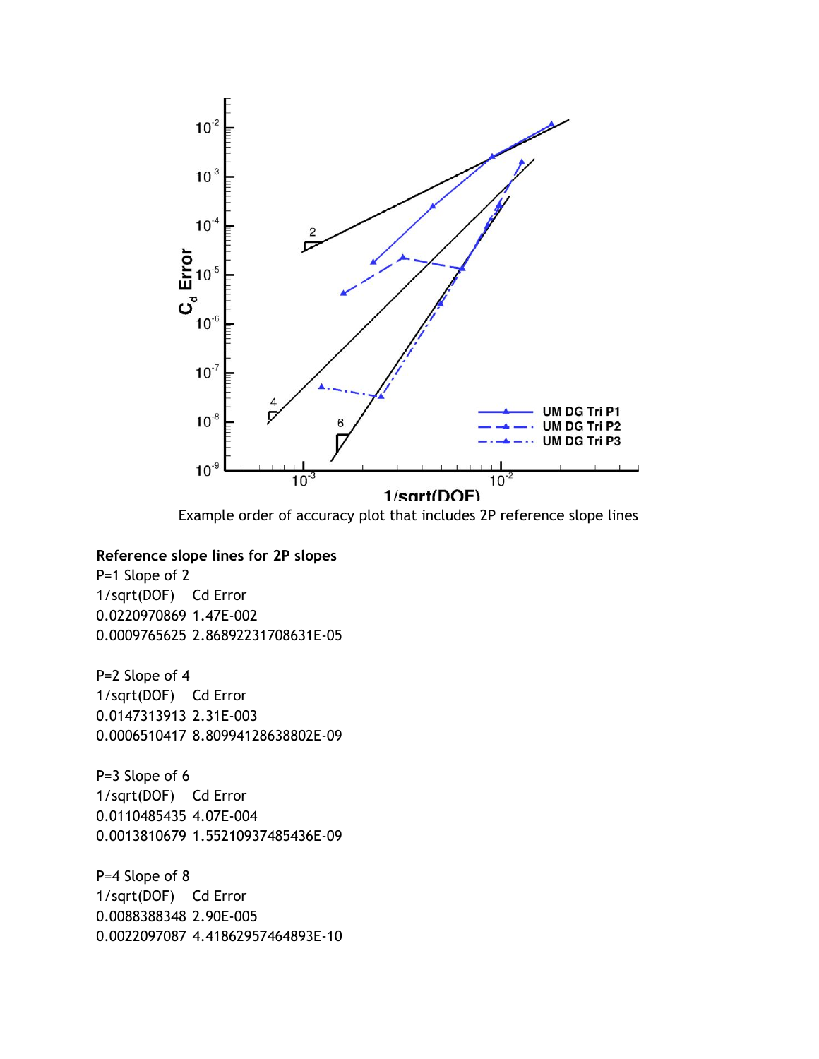$10^{-2}$
$10^{-3}$
$10^{-4}$
$10^{-5}$
$10^{-6}$
$10^{-7}$
$10^{-8}$
$10^{-9}$
$C_d$ Error
2
4
6
$10^{-3}$
$10^{-2}$
1/sqrt(DOF)
UM DG Tri P1
UM DG Tri P2
UM DG Tri P3

Example order of accuracy plot that includes 2P reference slope lines

**Reference slope lines for 2P slopes**

P=1 Slope of 2

| 1/sqrt(DOF) | Cd Error |
|---|---|
| 0.0220970869 | 1.47E-002 |
| 0.0009765625 | 2.86892231708631E-05 |

P=2 Slope of 4

| 1/sqrt(DOF) | Cd Error |
|---|---|
| 0.0147313913 | 2.31E-003 |
| 0.0006510417 | 8.80994128638802E-09 |

P=3 Slope of 6

| 1/sqrt(DOF) | Cd Error |
|---|---|
| 0.0110485435 | 4.07E-004 |
| 0.0013810679 | 1.55210937485436E-09 |

P=4 Slope of 8

| 1/sqrt(DOF) | Cd Error |
|---|---|
| 0.0088388348 | 2.90E-005 |
| 0.0022097087 | 4.41862957464893E-10 |